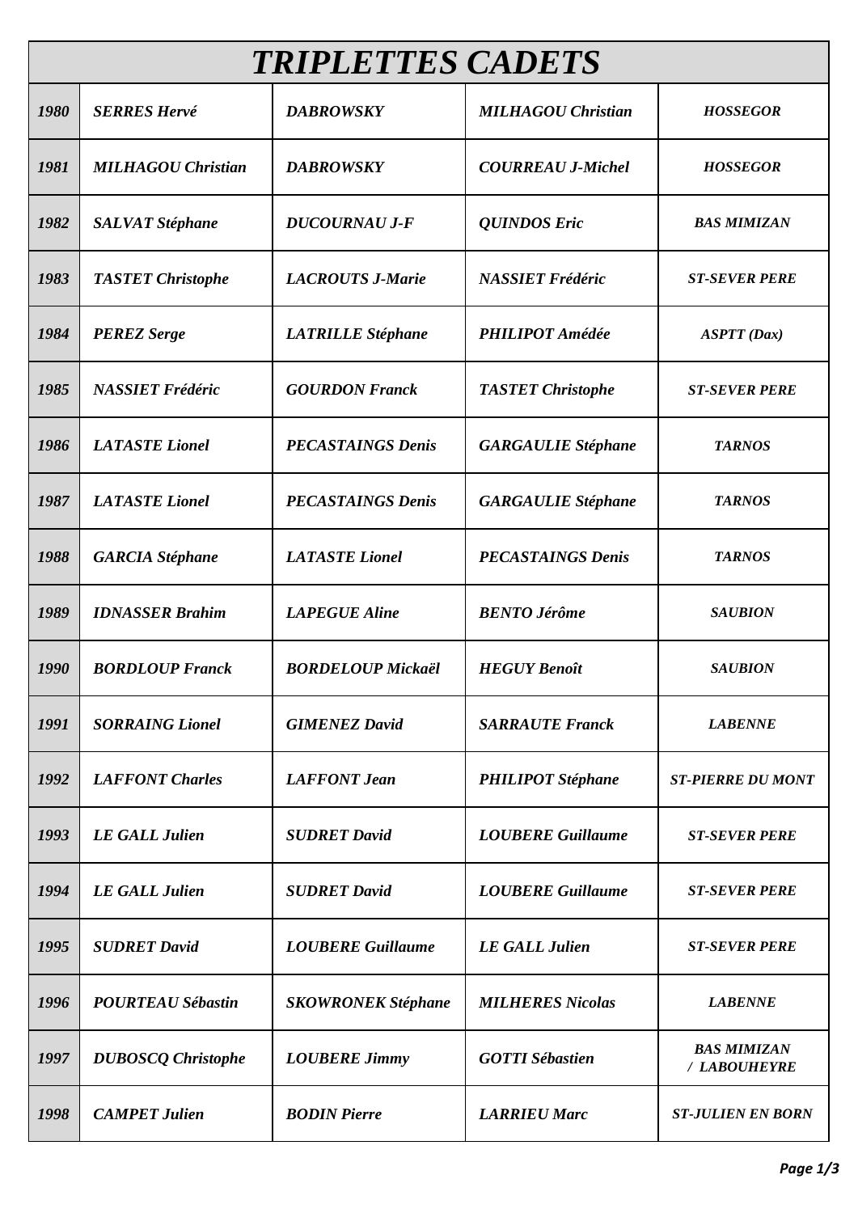| TRIPLETTES CADETS | | | | |
|---|---|---|---|---|
| 1980 | SERRES Hervé | DABROWSKY | MILHAGOU Christian | HOSSEGOR |
| 1981 | MILHAGOU Christian | DABROWSKY | COURREAU J-Michel | HOSSEGOR |
| 1982 | SALVAT Stéphane | DUCOURNAU J-F | QUINDOS Eric | BAS MIMIZAN |
| 1983 | TASTET Christophe | LACROUTS J-Marie | NASSIET Frédéric | ST-SEVER PERE |
| 1984 | PEREZ Serge | LATRILLE Stéphane | PHILIPOT Amédée | ASPTT (Dax) |
| 1985 | NASSIET Frédéric | GOURDON Franck | TASTET Christophe | ST-SEVER PERE |
| 1986 | LATASTE Lionel | PECASTAINGS Denis | GARGAULIE Stéphane | TARNOS |
| 1987 | LATASTE Lionel | PECASTAINGS Denis | GARGAULIE Stéphane | TARNOS |
| 1988 | GARCIA Stéphane | LATASTE Lionel | PECASTAINGS Denis | TARNOS |
| 1989 | IDNASSER Brahim | LAPEGUE Aline | BENTO Jérôme | SAUBION |
| 1990 | BORDLOUP Franck | BORDELOUP Mickaël | HEGUY Benoît | SAUBION |
| 1991 | SORRAING Lionel | GIMENEZ David | SARRAUTE Franck | LABENNE |
| 1992 | LAFFONT Charles | LAFFONT Jean | PHILIPOT Stéphane | ST-PIERRE DU MONT |
| 1993 | LE GALL Julien | SUDRET David | LOUBERE Guillaume | ST-SEVER PERE |
| 1994 | LE GALL Julien | SUDRET David | LOUBERE Guillaume | ST-SEVER PERE |
| 1995 | SUDRET David | LOUBERE Guillaume | LE GALL Julien | ST-SEVER PERE |
| 1996 | POURTEAU Sébastin | SKOWRONEK Stéphane | MILHERES Nicolas | LABENNE |
| 1997 | DUBOSCQ Christophe | LOUBERE Jimmy | GOTTI Sébastien | BAS MIMIZAN / LABOUHEYRE |
| 1998 | CAMPET Julien | BODIN Pierre | LARRIEU Marc | ST-JULIEN EN BORN |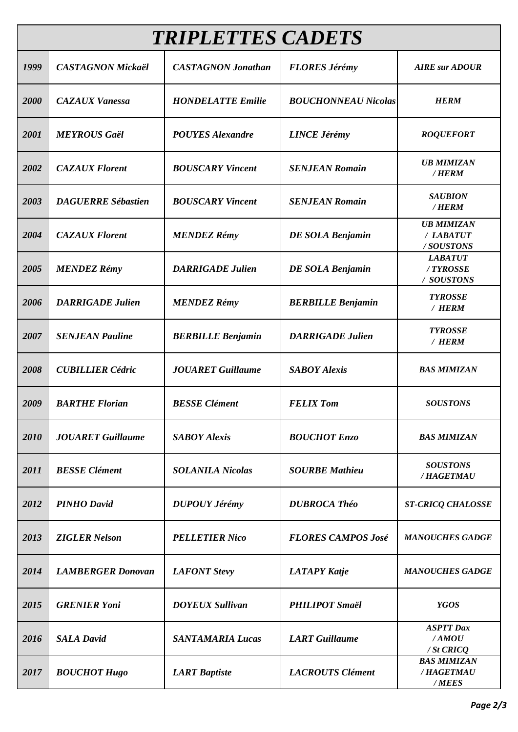# TRIPLETTES CADETS

| | | | | |
|---|---|---|---|---|
| *1999* | *CASTAGNON Mickaël* | *CASTAGNON Jonathan* | *FLORES Jérémy* | *AIRE sur ADOUR* |
| *2000* | *CAZAUX Vanessa* | *HONDELATTE Emilie* | *BOUCHONNEAU Nicolas* | *HERM* |
| *2001* | *MEYROUS Gaël* | *POUYES Alexandre* | *LINCE Jérémy* | *ROQUEFORT* |
| *2002* | *CAZAUX Florent* | *BOUSCARY Vincent* | *SENJEAN Romain* | *UB MIMIZAN / HERM* |
| *2003* | *DAGUERRE Sébastien* | *BOUSCARY Vincent* | *SENJEAN Romain* | *SAUBION / HERM* |
| *2004* | *CAZAUX Florent* | *MENDEZ Rémy* | *DE SOLA Benjamin* | *UB MIMIZAN / LABATUT / SOUSTONS* |
| *2005* | *MENDEZ Rémy* | *DARRIGADE Julien* | *DE SOLA Benjamin* | *LABATUT / TYROSSE / SOUSTONS* |
| *2006* | *DARRIGADE Julien* | *MENDEZ Rémy* | *BERBILLE Benjamin* | *TYROSSE / HERM* |
| *2007* | *SENJEAN Pauline* | *BERBILLE Benjamin* | *DARRIGADE Julien* | *TYROSSE / HERM* |
| *2008* | *CUBILLIER Cédric* | *JOUARET Guillaume* | *SABOY Alexis* | *BAS MIMIZAN* |
| *2009* | *BARTHE Florian* | *BESSE Clément* | *FELIX Tom* | *SOUSTONS* |
| *2010* | *JOUARET Guillaume* | *SABOY Alexis* | *BOUCHOT Enzo* | *BAS MIMIZAN* |
| *2011* | *BESSE Clément* | *SOLANILA Nicolas* | *SOURBE Mathieu* | *SOUSTONS / HAGETMAU* |
| *2012* | *PINHO David* | *DUPOUY Jérémy* | *DUBROCA Théo* | *ST-CRICQ CHALOSSE* |
| *2013* | *ZIGLER Nelson* | *PELLETIER Nico* | *FLORES CAMPOS José* | *MANOUCHES GADGE* |
| *2014* | *LAMBERGER Donovan* | *LAFONT Stevy* | *LATAPY Katje* | *MANOUCHES GADGE* |
| *2015* | *GRENIER Yoni* | *DOYEUX Sullivan* | *PHILIPOT Smaël* | *YGOS* |
| *2016* | *SALA David* | *SANTAMARIA Lucas* | *LART Guillaume* | *ASPTT Dax / AMOU / St CRICQ* |
| *2017* | *BOUCHOT Hugo* | *LART Baptiste* | *LACROUTS Clément* | *BAS MIMIZAN / HAGETMAU / MEES* |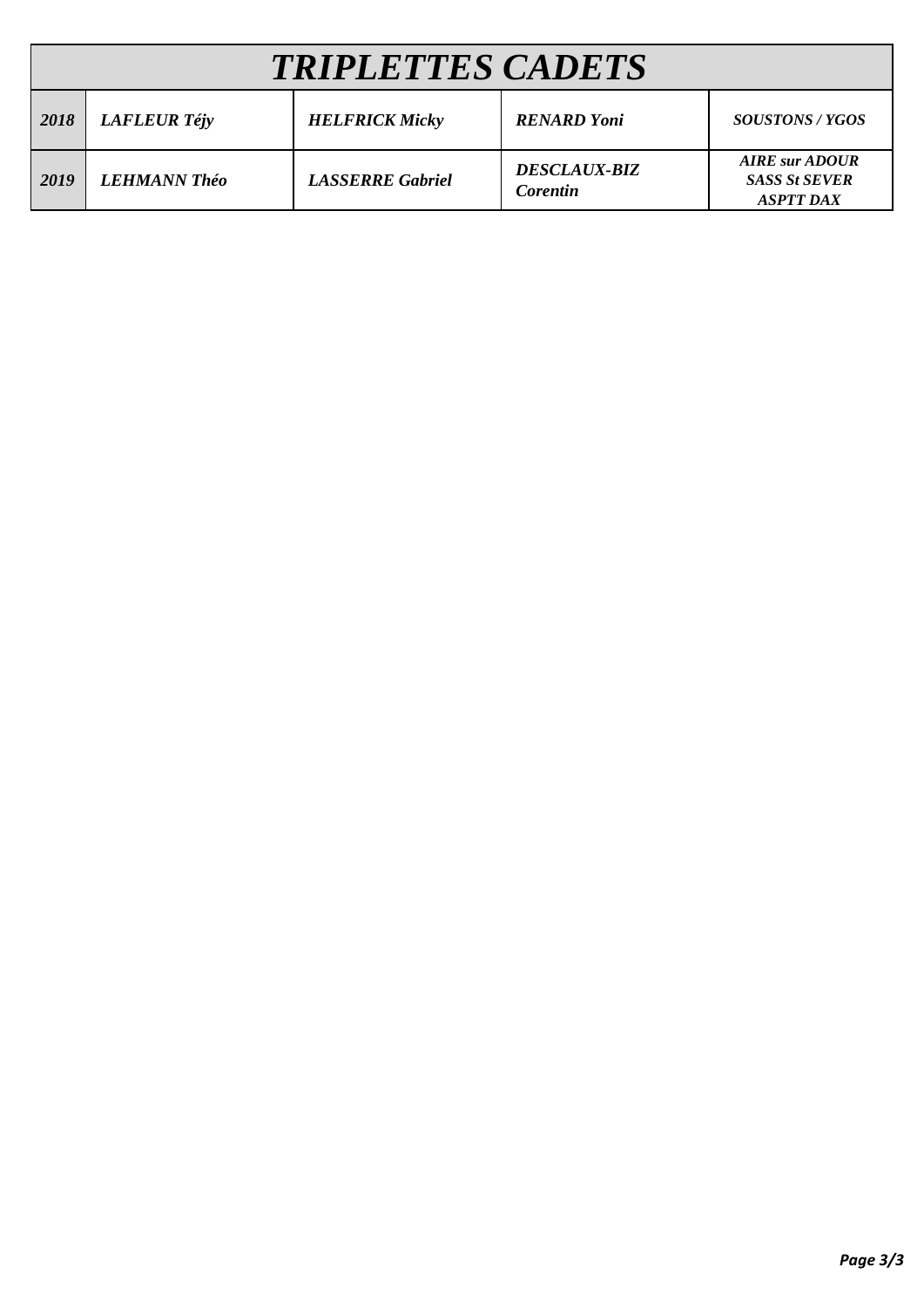# TRIPLETTES CADETS

| | | | | |
|---|---|---|---|---|
| *2018* | *LAFLEUR Téjy* | *HELFRICK Micky* | *RENARD Yoni* | *SOUSTONS / YGOS* |
| *2019* | *LEHMANN Théo* | *LASSERRE Gabriel* | *DESCLAUX-BIZ Corentin* | *AIRE sur ADOUR SASS St SEVER ASPTT DAX* |